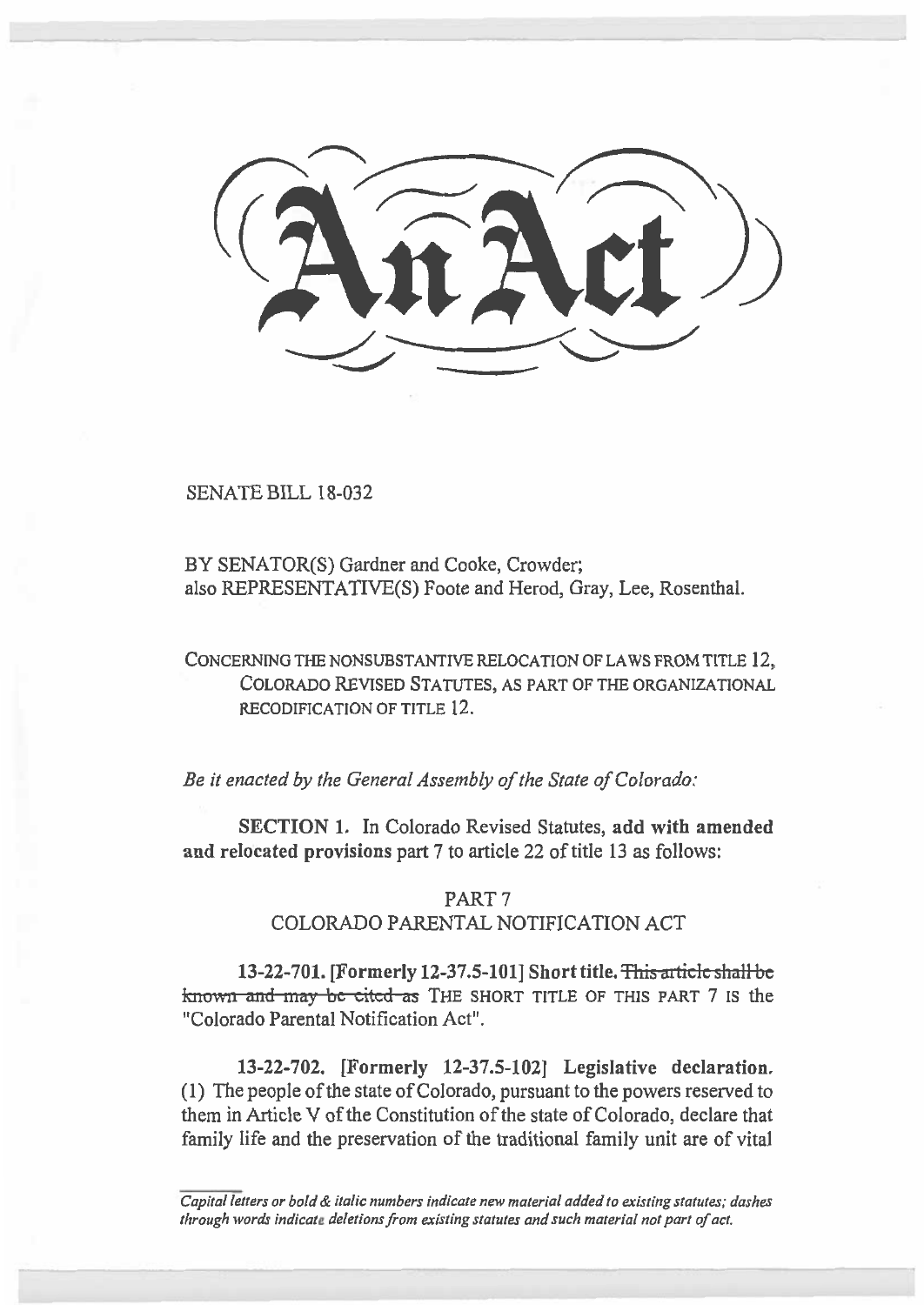# An Act

SENATE BILL 18-032

BY SENATOR(S) Gardner and Cooke, Crowder;
also REPRESENTATIVE(S) Foote and Herod, Gray, Lee, Rosenthal.

CONCERNING THE NONSUBSTANTIVE RELOCATION OF LAWS FROM TITLE 12, COLORADO REVISED STATUTES, AS PART OF THE ORGANIZATIONAL RECODIFICATION OF TITLE 12.

*Be it enacted by the General Assembly of the State of Colorado:*

**SECTION 1.** In Colorado Revised Statutes, **add with amended and relocated provisions** part 7 to article 22 of title 13 as follows:

PART 7
COLORADO PARENTAL NOTIFICATION ACT

**13-22-701. [Formerly 12-37.5-101] Short title.** ~~This article shall be known and may be cited as~~ THE SHORT TITLE OF THIS PART 7 IS the "Colorado Parental Notification Act".

**13-22-702. [Formerly 12-37.5-102] Legislative declaration.** (1) The people of the state of Colorado, pursuant to the powers reserved to them in Article V of the Constitution of the state of Colorado, declare that family life and the preservation of the traditional family unit are of vital

*Capital letters or bold & italic numbers indicate new material added to existing statutes; dashes through words indicate deletions from existing statutes and such material not part of act.*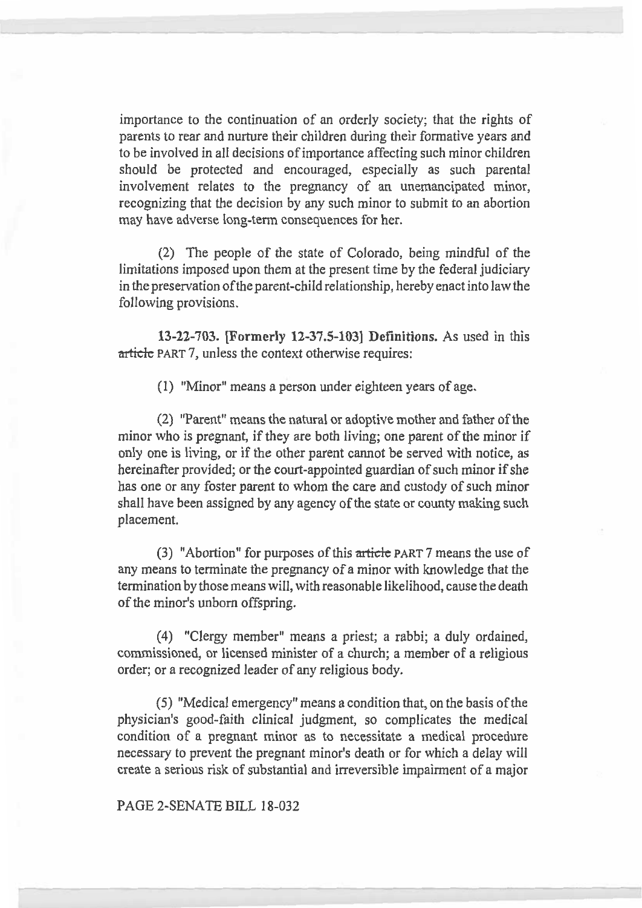importance to the continuation of an orderly society; that the rights of parents to rear and nurture their children during their formative years and to be involved in all decisions of importance affecting such minor children should be protected and encouraged, especially as such parental involvement relates to the pregnancy of an unemancipated minor, recognizing that the decision by any such minor to submit to an abortion may have adverse long-term consequences for her.

(2) The people of the state of Colorado, being mindful of the limitations imposed upon them at the present time by the federal judiciary in the preservation of the parent-child relationship, hereby enact into law the following provisions.

**13-22-703. [Formerly 12-37.5-103] Definitions.** As used in this ~~article~~ PART 7, unless the context otherwise requires:

(1) "Minor" means a person under eighteen years of age.

(2) "Parent" means the natural or adoptive mother and father of the minor who is pregnant, if they are both living; one parent of the minor if only one is living, or if the other parent cannot be served with notice, as hereinafter provided; or the court-appointed guardian of such minor if she has one or any foster parent to whom the care and custody of such minor shall have been assigned by any agency of the state or county making such placement.

(3) "Abortion" for purposes of this ~~article~~ PART 7 means the use of any means to terminate the pregnancy of a minor with knowledge that the termination by those means will, with reasonable likelihood, cause the death of the minor's unborn offspring.

(4) "Clergy member" means a priest; a rabbi; a duly ordained, commissioned, or licensed minister of a church; a member of a religious order; or a recognized leader of any religious body.

(5) "Medical emergency" means a condition that, on the basis of the physician's good-faith clinical judgment, so complicates the medical condition of a pregnant minor as to necessitate a medical procedure necessary to prevent the pregnant minor's death or for which a delay will create a serious risk of substantial and irreversible impairment of a major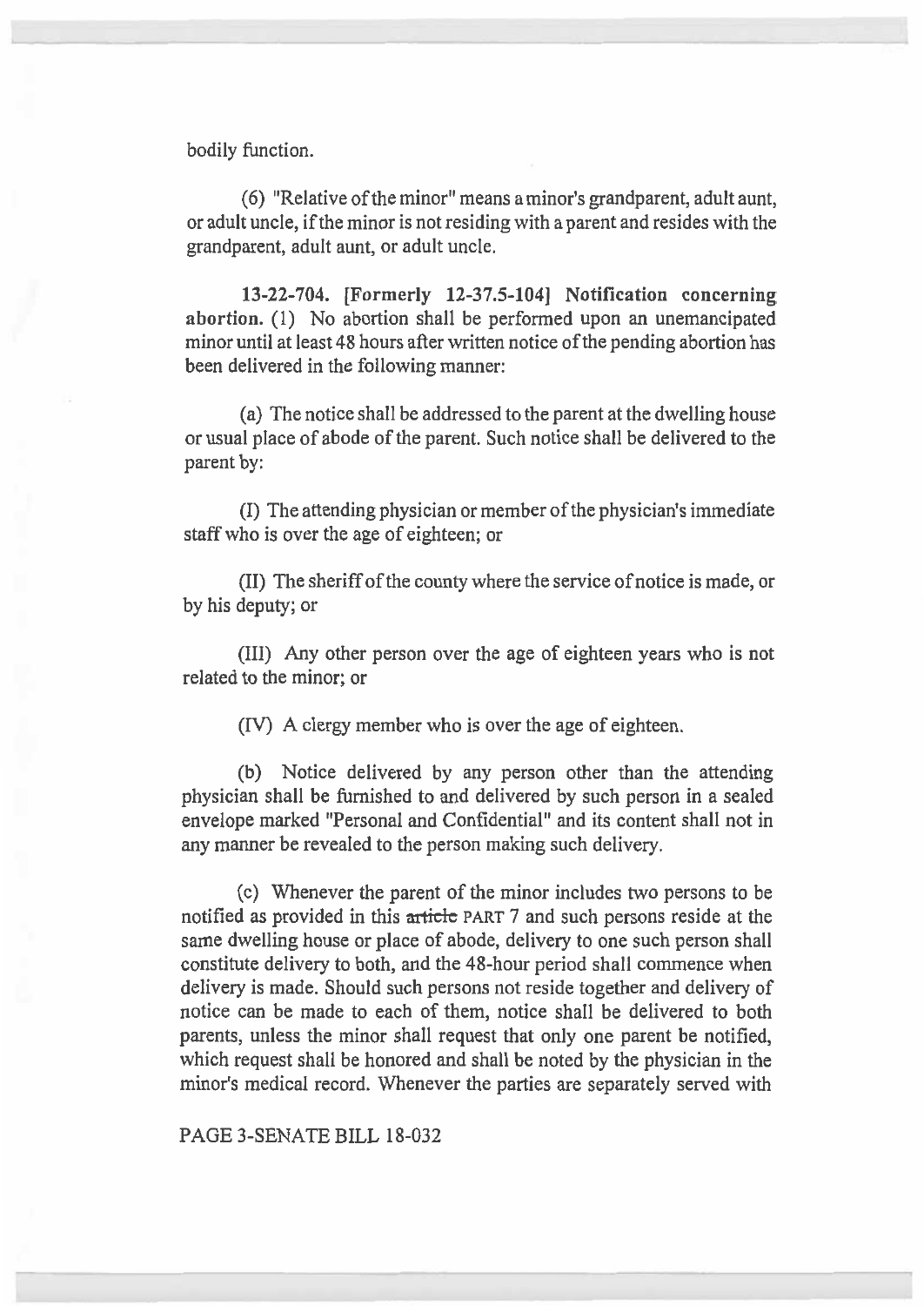bodily function.

(6) "Relative of the minor" means a minor's grandparent, adult aunt, or adult uncle, if the minor is not residing with a parent and resides with the grandparent, adult aunt, or adult uncle.

**13-22-704. [Formerly 12-37.5-104] Notification concerning abortion.** (1) No abortion shall be performed upon an unemancipated minor until at least 48 hours after written notice of the pending abortion has been delivered in the following manner:

(a) The notice shall be addressed to the parent at the dwelling house or usual place of abode of the parent. Such notice shall be delivered to the parent by:

(I) The attending physician or member of the physician's immediate staff who is over the age of eighteen; or

(II) The sheriff of the county where the service of notice is made, or by his deputy; or

(III) Any other person over the age of eighteen years who is not related to the minor; or

(IV) A clergy member who is over the age of eighteen.

(b) Notice delivered by any person other than the attending physician shall be furnished to and delivered by such person in a sealed envelope marked "Personal and Confidential" and its content shall not in any manner be revealed to the person making such delivery.

(c) Whenever the parent of the minor includes two persons to be notified as provided in this ~~article~~ PART 7 and such persons reside at the same dwelling house or place of abode, delivery to one such person shall constitute delivery to both, and the 48-hour period shall commence when delivery is made. Should such persons not reside together and delivery of notice can be made to each of them, notice shall be delivered to both parents, unless the minor shall request that only one parent be notified, which request shall be honored and shall be noted by the physician in the minor's medical record. Whenever the parties are separately served with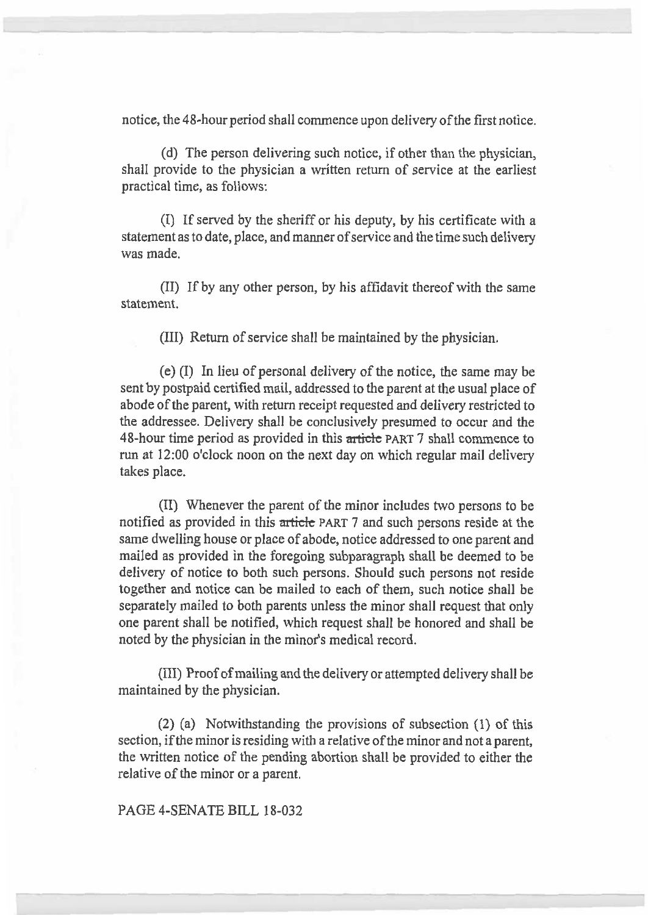notice, the 48-hour period shall commence upon delivery of the first notice.

(d) The person delivering such notice, if other than the physician, shall provide to the physician a written return of service at the earliest practical time, as follows:

(I) If served by the sheriff or his deputy, by his certificate with a statement as to date, place, and manner of service and the time such delivery was made.

(II) If by any other person, by his affidavit thereof with the same statement.

(III) Return of service shall be maintained by the physician.

(e) (I) In lieu of personal delivery of the notice, the same may be sent by postpaid certified mail, addressed to the parent at the usual place of abode of the parent, with return receipt requested and delivery restricted to the addressee. Delivery shall be conclusively presumed to occur and the 48-hour time period as provided in this ~~article~~ PART 7 shall commence to run at 12:00 o'clock noon on the next day on which regular mail delivery takes place.

(II) Whenever the parent of the minor includes two persons to be notified as provided in this ~~article~~ PART 7 and such persons reside at the same dwelling house or place of abode, notice addressed to one parent and mailed as provided in the foregoing subparagraph shall be deemed to be delivery of notice to both such persons. Should such persons not reside together and notice can be mailed to each of them, such notice shall be separately mailed to both parents unless the minor shall request that only one parent shall be notified, which request shall be honored and shall be noted by the physician in the minor's medical record.

(III) Proof of mailing and the delivery or attempted delivery shall be maintained by the physician.

(2) (a) Notwithstanding the provisions of subsection (1) of this section, if the minor is residing with a relative of the minor and not a parent, the written notice of the pending abortion shall be provided to either the relative of the minor or a parent.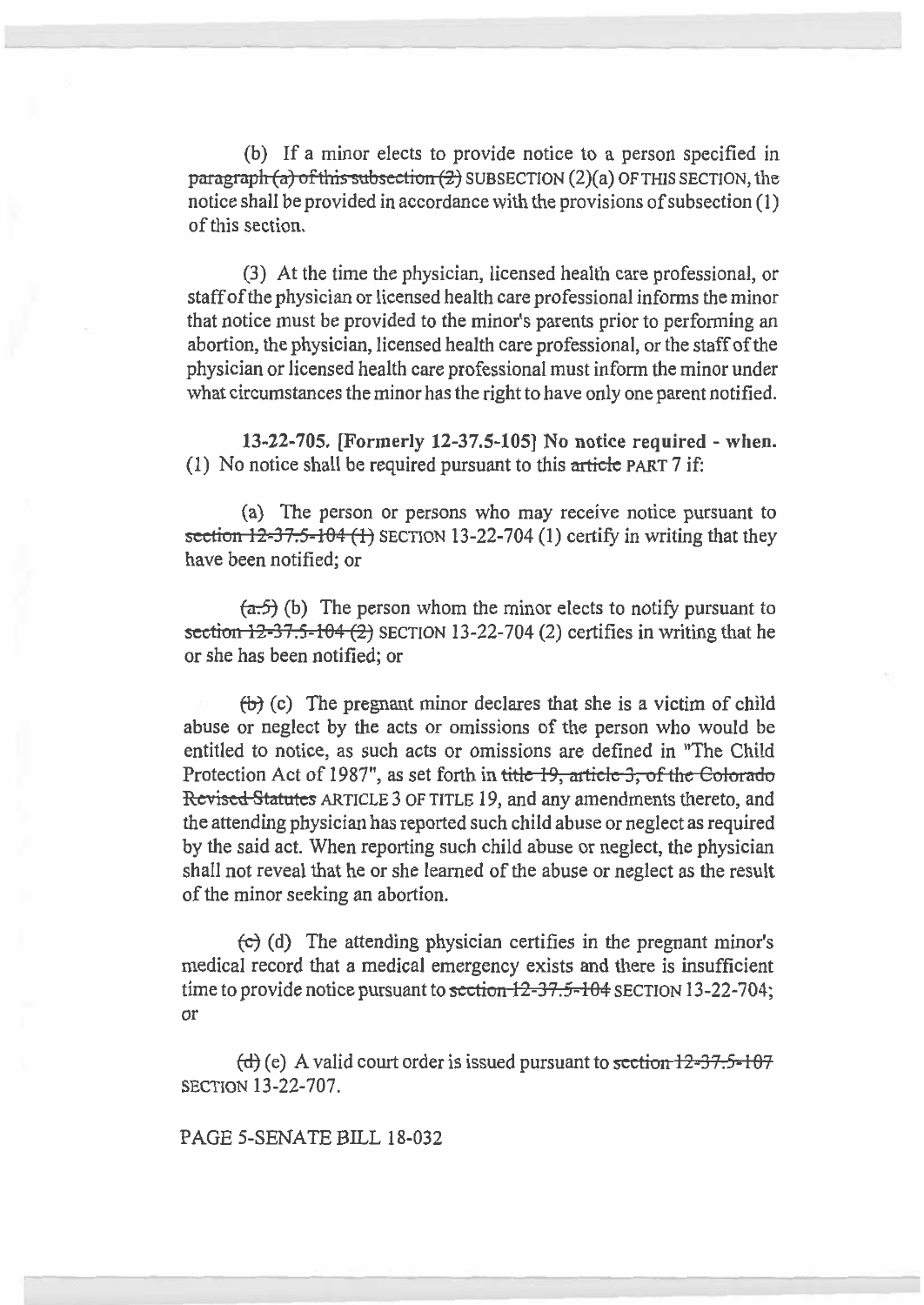(b) If a minor elects to provide notice to a person specified in ~~paragraph (a) of this subsection (2)~~ SUBSECTION (2)(a) OF THIS SECTION, the notice shall be provided in accordance with the provisions of subsection (1) of this section.

(3) At the time the physician, licensed health care professional, or staff of the physician or licensed health care professional informs the minor that notice must be provided to the minor's parents prior to performing an abortion, the physician, licensed health care professional, or the staff of the physician or licensed health care professional must inform the minor under what circumstances the minor has the right to have only one parent notified.

**13-22-705. [Formerly 12-37.5-105] No notice required - when.** (1) No notice shall be required pursuant to this ~~article~~ PART 7 if:

(a) The person or persons who may receive notice pursuant to ~~section 12-37.5-104 (1)~~ SECTION 13-22-704 (1) certify in writing that they have been notified; or

~~(a.5)~~ (b) The person whom the minor elects to notify pursuant to ~~section 12-37.5-104 (2)~~ SECTION 13-22-704 (2) certifies in writing that he or she has been notified; or

~~(b)~~ (c) The pregnant minor declares that she is a victim of child abuse or neglect by the acts or omissions of the person who would be entitled to notice, as such acts or omissions are defined in "The Child Protection Act of 1987", as set forth in ~~title 19, article 3, of the Colorado Revised Statutes~~ ARTICLE 3 OF TITLE 19, and any amendments thereto, and the attending physician has reported such child abuse or neglect as required by the said act. When reporting such child abuse or neglect, the physician shall not reveal that he or she learned of the abuse or neglect as the result of the minor seeking an abortion.

~~(c)~~ (d) The attending physician certifies in the pregnant minor's medical record that a medical emergency exists and there is insufficient time to provide notice pursuant to ~~section 12-37.5-104~~ SECTION 13-22-704; or

~~(d)~~ (e) A valid court order is issued pursuant to ~~section 12-37.5-107~~ SECTION 13-22-707.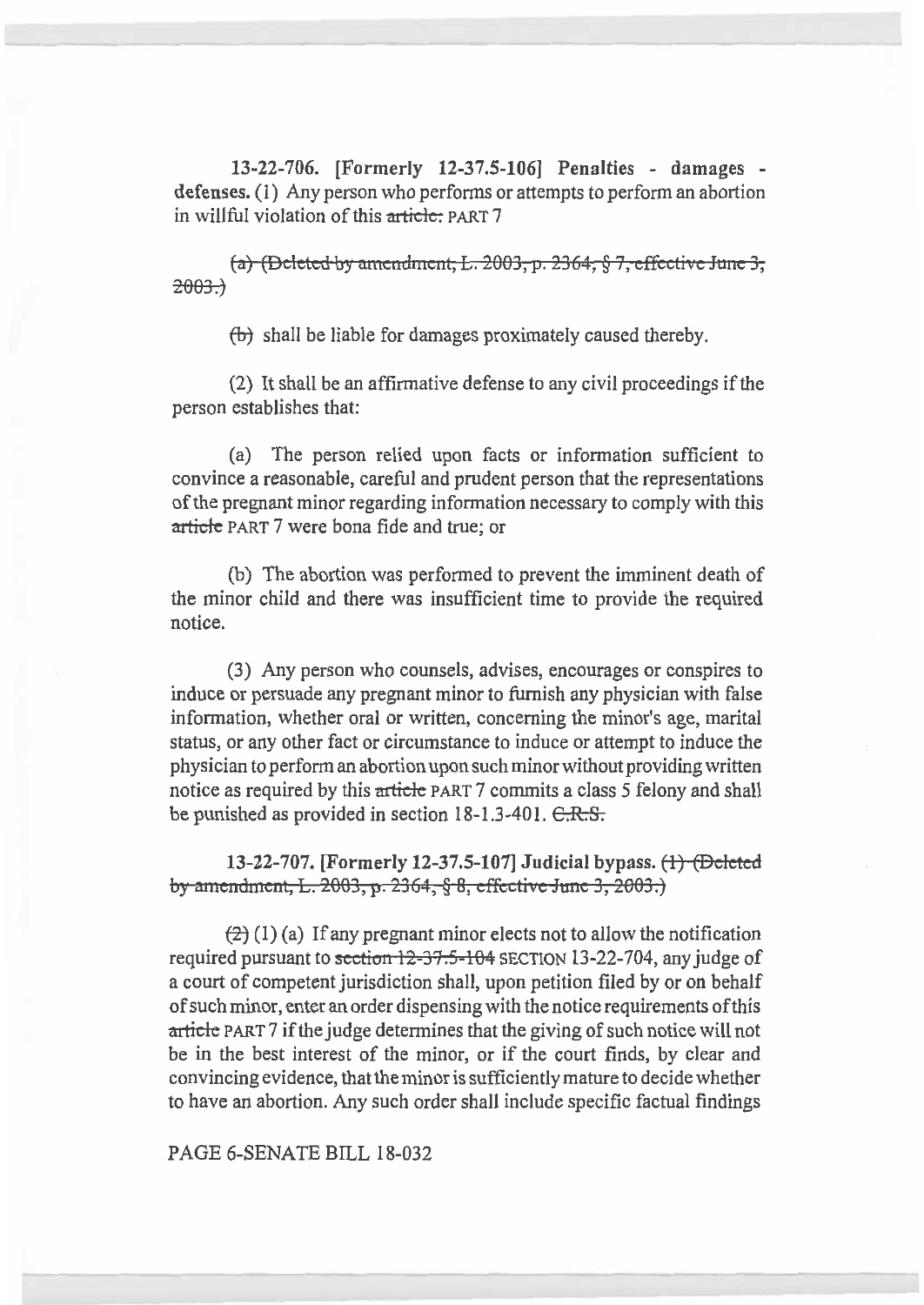**13-22-706. [Formerly 12-37.5-106] Penalties - damages - defenses.** (1) Any person who performs or attempts to perform an abortion in willful violation of this ~~article:~~ PART 7

~~(a) (Deleted by amendment, L. 2003, p. 2364, § 7, effective June 3, 2003.)~~

~~(b)~~ shall be liable for damages proximately caused thereby.

(2) It shall be an affirmative defense to any civil proceedings if the person establishes that:

(a) The person relied upon facts or information sufficient to convince a reasonable, careful and prudent person that the representations of the pregnant minor regarding information necessary to comply with this ~~article~~ PART 7 were bona fide and true; or

(b) The abortion was performed to prevent the imminent death of the minor child and there was insufficient time to provide the required notice.

(3) Any person who counsels, advises, encourages or conspires to induce or persuade any pregnant minor to furnish any physician with false information, whether oral or written, concerning the minor's age, marital status, or any other fact or circumstance to induce or attempt to induce the physician to perform an abortion upon such minor without providing written notice as required by this ~~article~~ PART 7 commits a class 5 felony and shall be punished as provided in section 18-1.3-401. ~~C.R.S.~~

**13-22-707. [Formerly 12-37.5-107] Judicial bypass.** ~~(1) (Deleted by amendment, L. 2003, p. 2364, § 8, effective June 3, 2003.)~~

~~(2)~~ (1) (a) If any pregnant minor elects not to allow the notification required pursuant to ~~section 12-37.5-104~~ SECTION 13-22-704, any judge of a court of competent jurisdiction shall, upon petition filed by or on behalf of such minor, enter an order dispensing with the notice requirements of this ~~article~~ PART 7 if the judge determines that the giving of such notice will not be in the best interest of the minor, or if the court finds, by clear and convincing evidence, that the minor is sufficiently mature to decide whether to have an abortion. Any such order shall include specific factual findings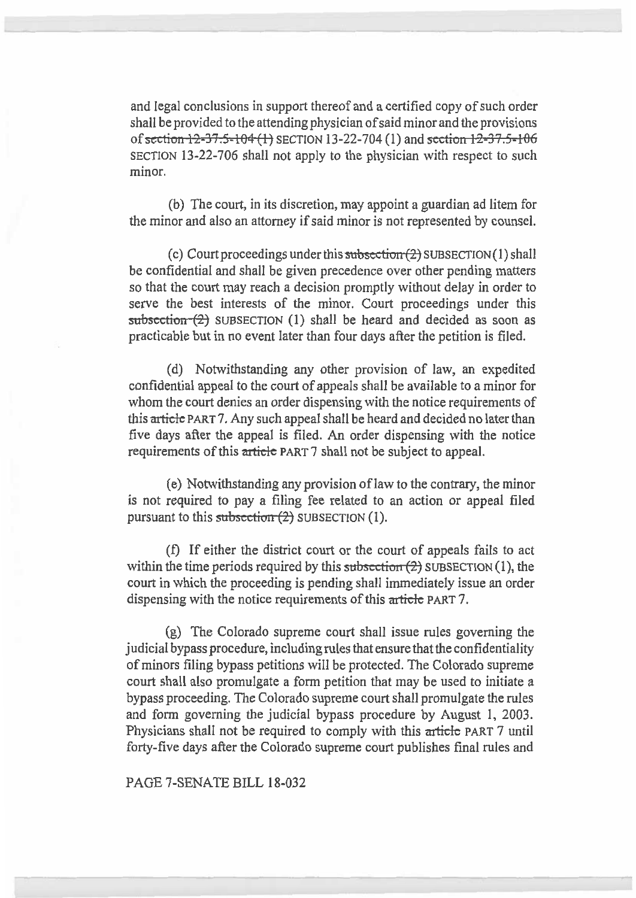and legal conclusions in support thereof and a certified copy of such order shall be provided to the attending physician of said minor and the provisions of ~~section 12-37.5-104 (1)~~ SECTION 13-22-704 (1) and ~~section 12-37.5-106~~ SECTION 13-22-706 shall not apply to the physician with respect to such minor.

(b) The court, in its discretion, may appoint a guardian ad litem for the minor and also an attorney if said minor is not represented by counsel.

(c) Court proceedings under this ~~subsection (2)~~ SUBSECTION (1) shall be confidential and shall be given precedence over other pending matters so that the court may reach a decision promptly without delay in order to serve the best interests of the minor. Court proceedings under this ~~subsection (2)~~ SUBSECTION (1) shall be heard and decided as soon as practicable but in no event later than four days after the petition is filed.

(d) Notwithstanding any other provision of law, an expedited confidential appeal to the court of appeals shall be available to a minor for whom the court denies an order dispensing with the notice requirements of this ~~article~~ PART 7. Any such appeal shall be heard and decided no later than five days after the appeal is filed. An order dispensing with the notice requirements of this ~~article~~ PART 7 shall not be subject to appeal.

(e) Notwithstanding any provision of law to the contrary, the minor is not required to pay a filing fee related to an action or appeal filed pursuant to this ~~subsection (2)~~ SUBSECTION (1).

(f) If either the district court or the court of appeals fails to act within the time periods required by this ~~subsection (2)~~ SUBSECTION (1), the court in which the proceeding is pending shall immediately issue an order dispensing with the notice requirements of this ~~article~~ PART 7.

(g) The Colorado supreme court shall issue rules governing the judicial bypass procedure, including rules that ensure that the confidentiality of minors filing bypass petitions will be protected. The Colorado supreme court shall also promulgate a form petition that may be used to initiate a bypass proceeding. The Colorado supreme court shall promulgate the rules and form governing the judicial bypass procedure by August 1, 2003. Physicians shall not be required to comply with this ~~article~~ PART 7 until forty-five days after the Colorado supreme court publishes final rules and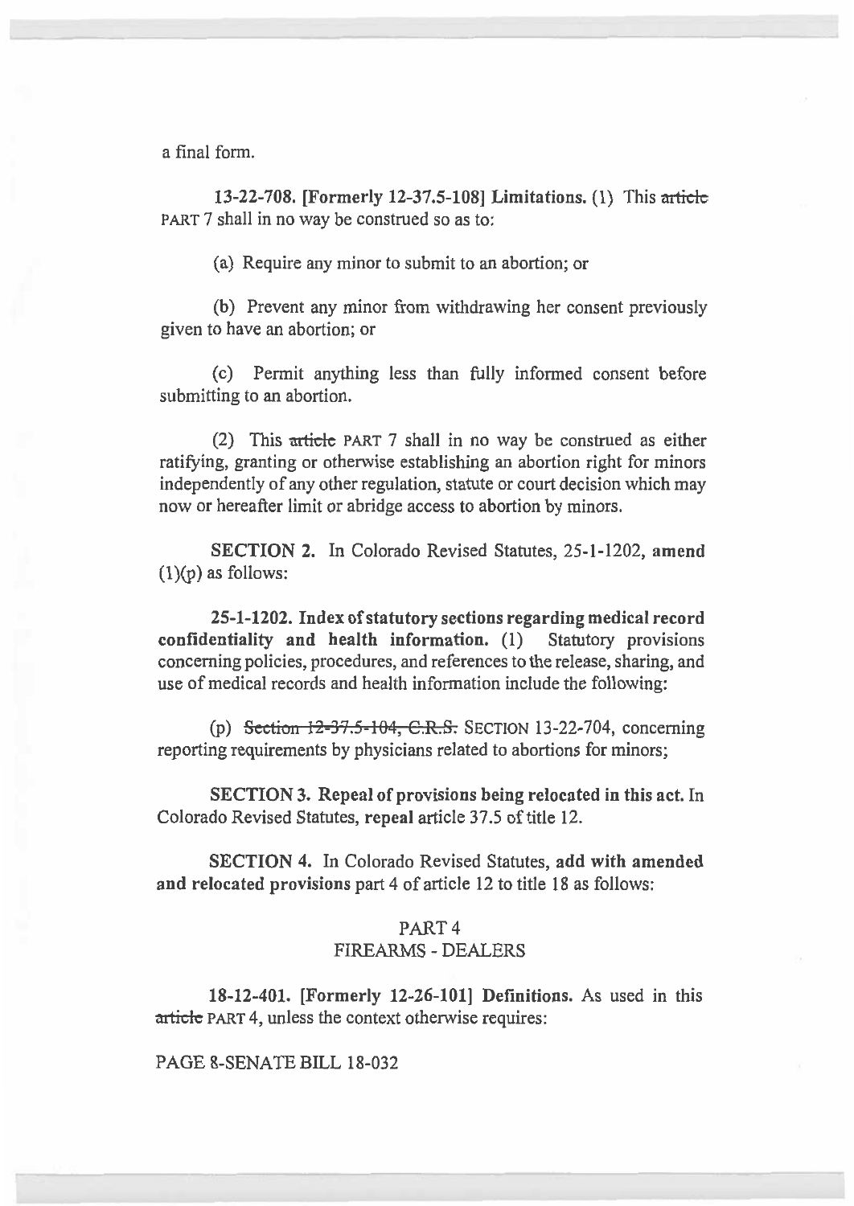a final form.

**13-22-708. [Formerly 12-37.5-108] Limitations.** (1) This ~~article~~ PART 7 shall in no way be construed so as to:

(a) Require any minor to submit to an abortion; or

(b) Prevent any minor from withdrawing her consent previously given to have an abortion; or

(c) Permit anything less than fully informed consent before submitting to an abortion.

(2) This ~~article~~ PART 7 shall in no way be construed as either ratifying, granting or otherwise establishing an abortion right for minors independently of any other regulation, statute or court decision which may now or hereafter limit or abridge access to abortion by minors.

**SECTION 2.** In Colorado Revised Statutes, 25-1-1202, **amend** (1)(p) as follows:

**25-1-1202. Index of statutory sections regarding medical record confidentiality and health information.** (1) Statutory provisions concerning policies, procedures, and references to the release, sharing, and use of medical records and health information include the following:

(p) ~~Section 12-37.5-104, C.R.S.~~ SECTION 13-22-704, concerning reporting requirements by physicians related to abortions for minors;

**SECTION 3. Repeal of provisions being relocated in this act.** In Colorado Revised Statutes, **repeal** article 37.5 of title 12.

**SECTION 4.** In Colorado Revised Statutes, **add with amended and relocated provisions** part 4 of article 12 to title 18 as follows:

PART 4
FIREARMS - DEALERS

**18-12-401. [Formerly 12-26-101] Definitions.** As used in this ~~article~~ PART 4, unless the context otherwise requires: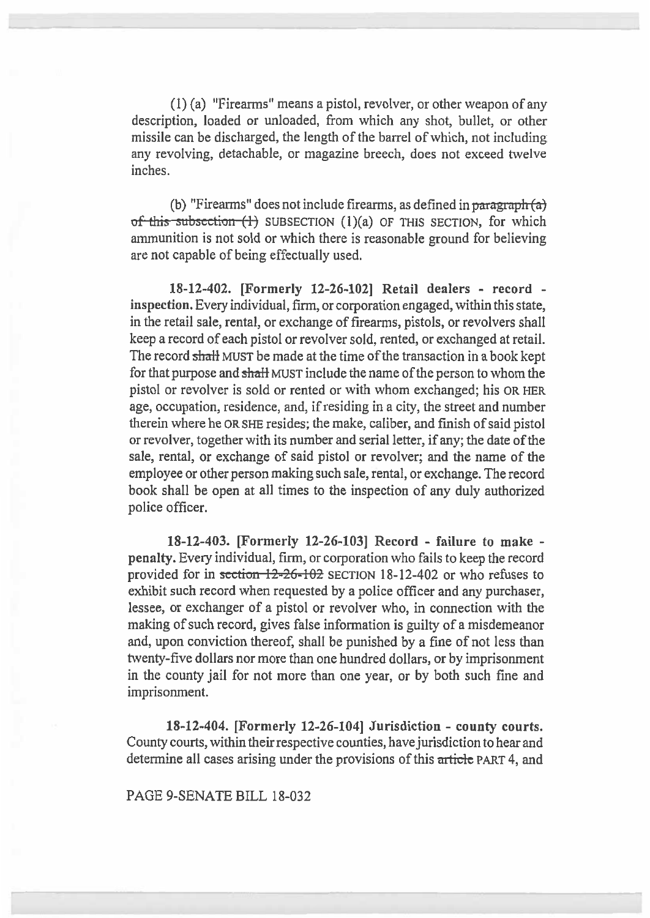(1) (a) "Firearms" means a pistol, revolver, or other weapon of any description, loaded or unloaded, from which any shot, bullet, or other missile can be discharged, the length of the barrel of which, not including any revolving, detachable, or magazine breech, does not exceed twelve inches.

(b) "Firearms" does not include firearms, as defined in ~~paragraph (a) of this subsection (1)~~ SUBSECTION (1)(a) OF THIS SECTION, for which ammunition is not sold or which there is reasonable ground for believing are not capable of being effectually used.

**18-12-402. [Formerly 12-26-102] Retail dealers - record - inspection.** Every individual, firm, or corporation engaged, within this state, in the retail sale, rental, or exchange of firearms, pistols, or revolvers shall keep a record of each pistol or revolver sold, rented, or exchanged at retail. The record ~~shall~~ MUST be made at the time of the transaction in a book kept for that purpose and ~~shall~~ MUST include the name of the person to whom the pistol or revolver is sold or rented or with whom exchanged; his OR HER age, occupation, residence, and, if residing in a city, the street and number therein where he OR SHE resides; the make, caliber, and finish of said pistol or revolver, together with its number and serial letter, if any; the date of the sale, rental, or exchange of said pistol or revolver; and the name of the employee or other person making such sale, rental, or exchange. The record book shall be open at all times to the inspection of any duly authorized police officer.

**18-12-403. [Formerly 12-26-103] Record - failure to make - penalty.** Every individual, firm, or corporation who fails to keep the record provided for in ~~section 12-26-102~~ SECTION 18-12-402 or who refuses to exhibit such record when requested by a police officer and any purchaser, lessee, or exchanger of a pistol or revolver who, in connection with the making of such record, gives false information is guilty of a misdemeanor and, upon conviction thereof, shall be punished by a fine of not less than twenty-five dollars nor more than one hundred dollars, or by imprisonment in the county jail for not more than one year, or by both such fine and imprisonment.

**18-12-404. [Formerly 12-26-104] Jurisdiction - county courts.** County courts, within their respective counties, have jurisdiction to hear and determine all cases arising under the provisions of this ~~article~~ PART 4, and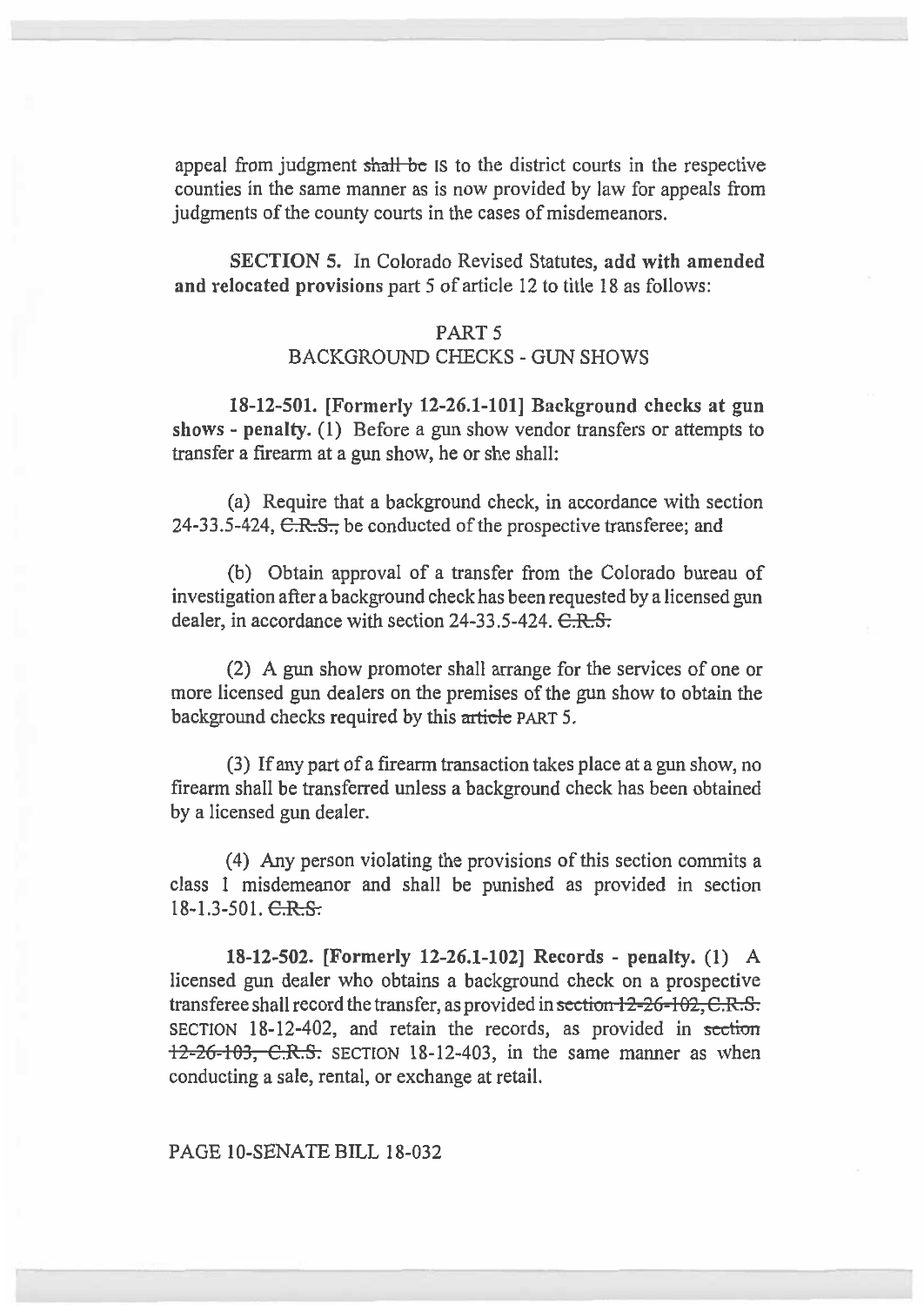appeal from judgment ~~shall be~~ IS to the district courts in the respective counties in the same manner as is now provided by law for appeals from judgments of the county courts in the cases of misdemeanors.

**SECTION 5.** In Colorado Revised Statutes, **add with amended and relocated provisions** part 5 of article 12 to title 18 as follows:

PART 5
BACKGROUND CHECKS - GUN SHOWS

**18-12-501. [Formerly 12-26.1-101] Background checks at gun shows - penalty.** (1) Before a gun show vendor transfers or attempts to transfer a firearm at a gun show, he or she shall:

(a) Require that a background check, in accordance with section 24-33.5-424, ~~C.R.S.,~~ be conducted of the prospective transferee; and

(b) Obtain approval of a transfer from the Colorado bureau of investigation after a background check has been requested by a licensed gun dealer, in accordance with section 24-33.5-424. ~~C.R.S.~~

(2) A gun show promoter shall arrange for the services of one or more licensed gun dealers on the premises of the gun show to obtain the background checks required by this ~~article~~ PART 5.

(3) If any part of a firearm transaction takes place at a gun show, no firearm shall be transferred unless a background check has been obtained by a licensed gun dealer.

(4) Any person violating the provisions of this section commits a class 1 misdemeanor and shall be punished as provided in section 18-1.3-501. ~~C.R.S.~~

**18-12-502. [Formerly 12-26.1-102] Records - penalty.** (1) A licensed gun dealer who obtains a background check on a prospective transferee shall record the transfer, as provided in ~~section 12-26-102, C.R.S.~~ SECTION 18-12-402, and retain the records, as provided in ~~section 12-26-103, C.R.S.~~ SECTION 18-12-403, in the same manner as when conducting a sale, rental, or exchange at retail.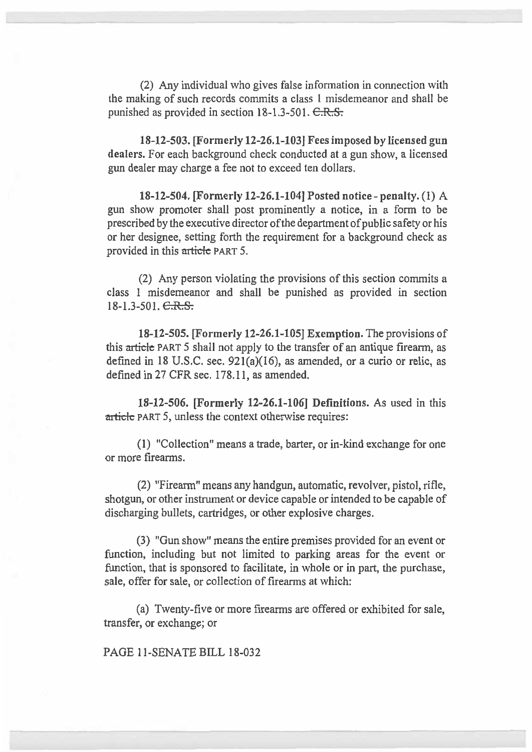(2) Any individual who gives false information in connection with the making of such records commits a class 1 misdemeanor and shall be punished as provided in section 18-1.3-501. ~~C.R.S.~~

**18-12-503. [Formerly 12-26.1-103] Fees imposed by licensed gun dealers.** For each background check conducted at a gun show, a licensed gun dealer may charge a fee not to exceed ten dollars.

**18-12-504. [Formerly 12-26.1-104] Posted notice - penalty.** (1) A gun show promoter shall post prominently a notice, in a form to be prescribed by the executive director of the department of public safety or his or her designee, setting forth the requirement for a background check as provided in this ~~article~~ PART 5.

(2) Any person violating the provisions of this section commits a class 1 misdemeanor and shall be punished as provided in section 18-1.3-501. ~~C.R.S.~~

**18-12-505. [Formerly 12-26.1-105] Exemption.** The provisions of this ~~article~~ PART 5 shall not apply to the transfer of an antique firearm, as defined in 18 U.S.C. sec. 921(a)(16), as amended, or a curio or relic, as defined in 27 CFR sec. 178.11, as amended.

**18-12-506. [Formerly 12-26.1-106] Definitions.** As used in this ~~article~~ PART 5, unless the context otherwise requires:

(1) "Collection" means a trade, barter, or in-kind exchange for one or more firearms.

(2) "Firearm" means any handgun, automatic, revolver, pistol, rifle, shotgun, or other instrument or device capable or intended to be capable of discharging bullets, cartridges, or other explosive charges.

(3) "Gun show" means the entire premises provided for an event or function, including but not limited to parking areas for the event or function, that is sponsored to facilitate, in whole or in part, the purchase, sale, offer for sale, or collection of firearms at which:

(a) Twenty-five or more firearms are offered or exhibited for sale, transfer, or exchange; or

PAGE 11-SENATE BILL 18-032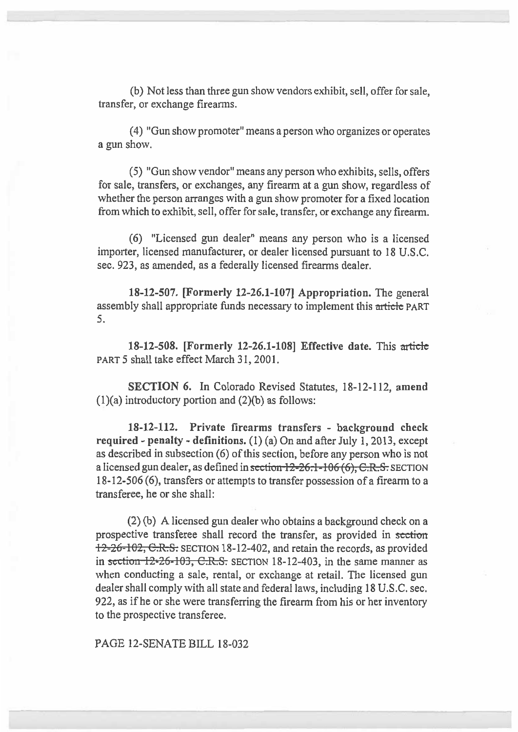(b) Not less than three gun show vendors exhibit, sell, offer for sale, transfer, or exchange firearms.

(4) "Gun show promoter" means a person who organizes or operates a gun show.

(5) "Gun show vendor" means any person who exhibits, sells, offers for sale, transfers, or exchanges, any firearm at a gun show, regardless of whether the person arranges with a gun show promoter for a fixed location from which to exhibit, sell, offer for sale, transfer, or exchange any firearm.

(6) "Licensed gun dealer" means any person who is a licensed importer, licensed manufacturer, or dealer licensed pursuant to 18 U.S.C. sec. 923, as amended, as a federally licensed firearms dealer.

**18-12-507. [Formerly 12-26.1-107] Appropriation.** The general assembly shall appropriate funds necessary to implement this ~~article~~ PART 5.

**18-12-508. [Formerly 12-26.1-108] Effective date.** This ~~article~~ PART 5 shall take effect March 31, 2001.

**SECTION 6.** In Colorado Revised Statutes, 18-12-112, **amend** (1)(a) introductory portion and (2)(b) as follows:

**18-12-112. Private firearms transfers - background check required - penalty - definitions.** (1) (a) On and after July 1, 2013, except as described in subsection (6) of this section, before any person who is not a licensed gun dealer, as defined in ~~section 12-26.1-106 (6), C.R.S.~~ SECTION 18-12-506 (6), transfers or attempts to transfer possession of a firearm to a transferee, he or she shall:

(2) (b) A licensed gun dealer who obtains a background check on a prospective transferee shall record the transfer, as provided in ~~section 12-26-102, C.R.S.~~ SECTION 18-12-402, and retain the records, as provided in ~~section 12-26-103, C.R.S.~~ SECTION 18-12-403, in the same manner as when conducting a sale, rental, or exchange at retail. The licensed gun dealer shall comply with all state and federal laws, including 18 U.S.C. sec. 922, as if he or she were transferring the firearm from his or her inventory to the prospective transferee.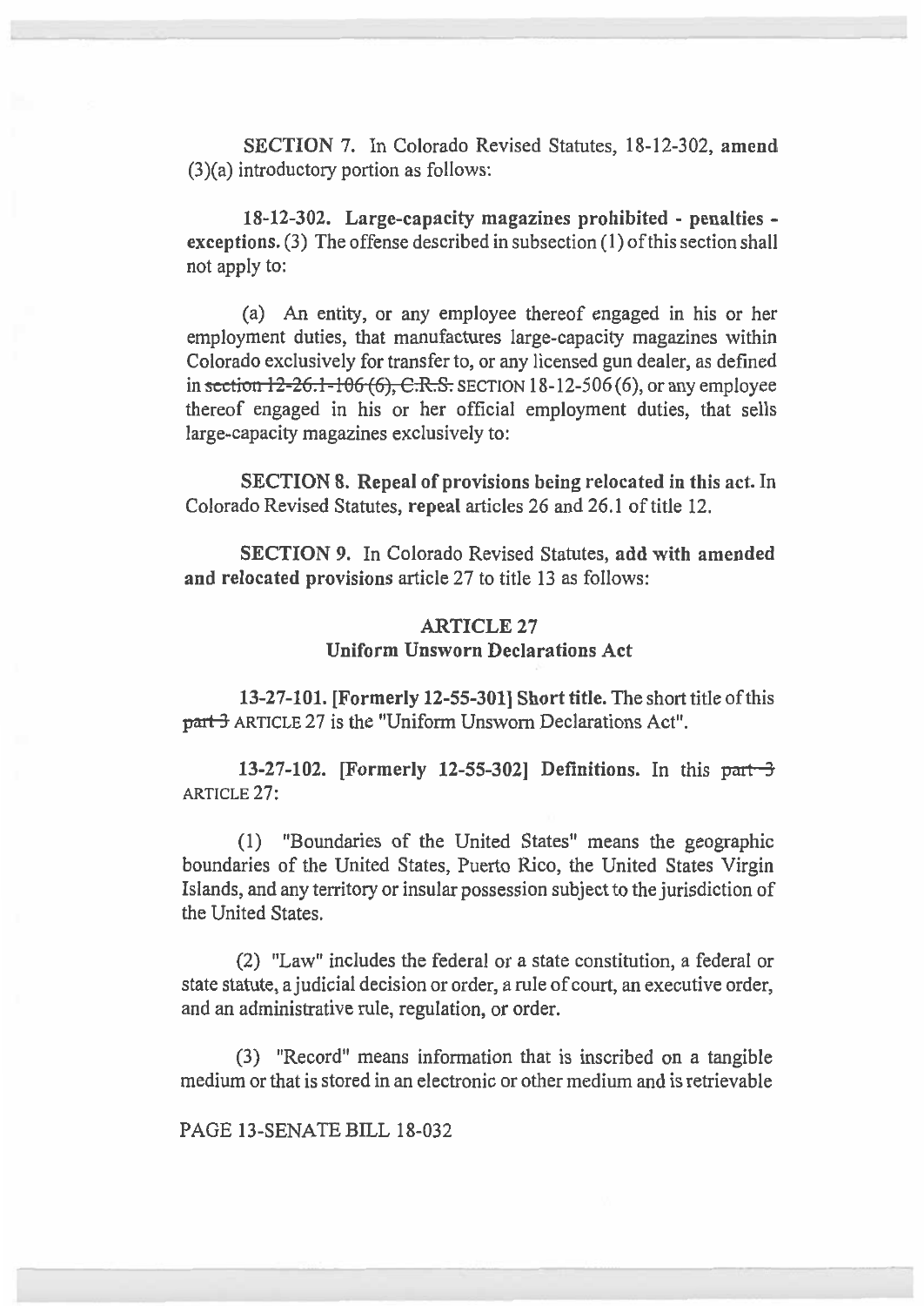**SECTION 7.** In Colorado Revised Statutes, 18-12-302, **amend** (3)(a) introductory portion as follows:

**18-12-302. Large-capacity magazines prohibited - penalties - exceptions.** (3) The offense described in subsection (1) of this section shall not apply to:

(a) An entity, or any employee thereof engaged in his or her employment duties, that manufactures large-capacity magazines within Colorado exclusively for transfer to, or any licensed gun dealer, as defined in ~~section 12-26.1-106 (6), C.R.S.~~ SECTION 18-12-506 (6), or any employee thereof engaged in his or her official employment duties, that sells large-capacity magazines exclusively to:

**SECTION 8. Repeal of provisions being relocated in this act.** In Colorado Revised Statutes, **repeal** articles 26 and 26.1 of title 12.

**SECTION 9.** In Colorado Revised Statutes, **add with amended and relocated provisions** article 27 to title 13 as follows:

## ARTICLE 27
## Uniform Unsworn Declarations Act

**13-27-101. [Formerly 12-55-301] Short title.** The short title of this ~~part 3~~ ARTICLE 27 is the "Uniform Unsworn Declarations Act".

**13-27-102. [Formerly 12-55-302] Definitions.** In this ~~part 3~~ ARTICLE 27:

(1) "Boundaries of the United States" means the geographic boundaries of the United States, Puerto Rico, the United States Virgin Islands, and any territory or insular possession subject to the jurisdiction of the United States.

(2) "Law" includes the federal or a state constitution, a federal or state statute, a judicial decision or order, a rule of court, an executive order, and an administrative rule, regulation, or order.

(3) "Record" means information that is inscribed on a tangible medium or that is stored in an electronic or other medium and is retrievable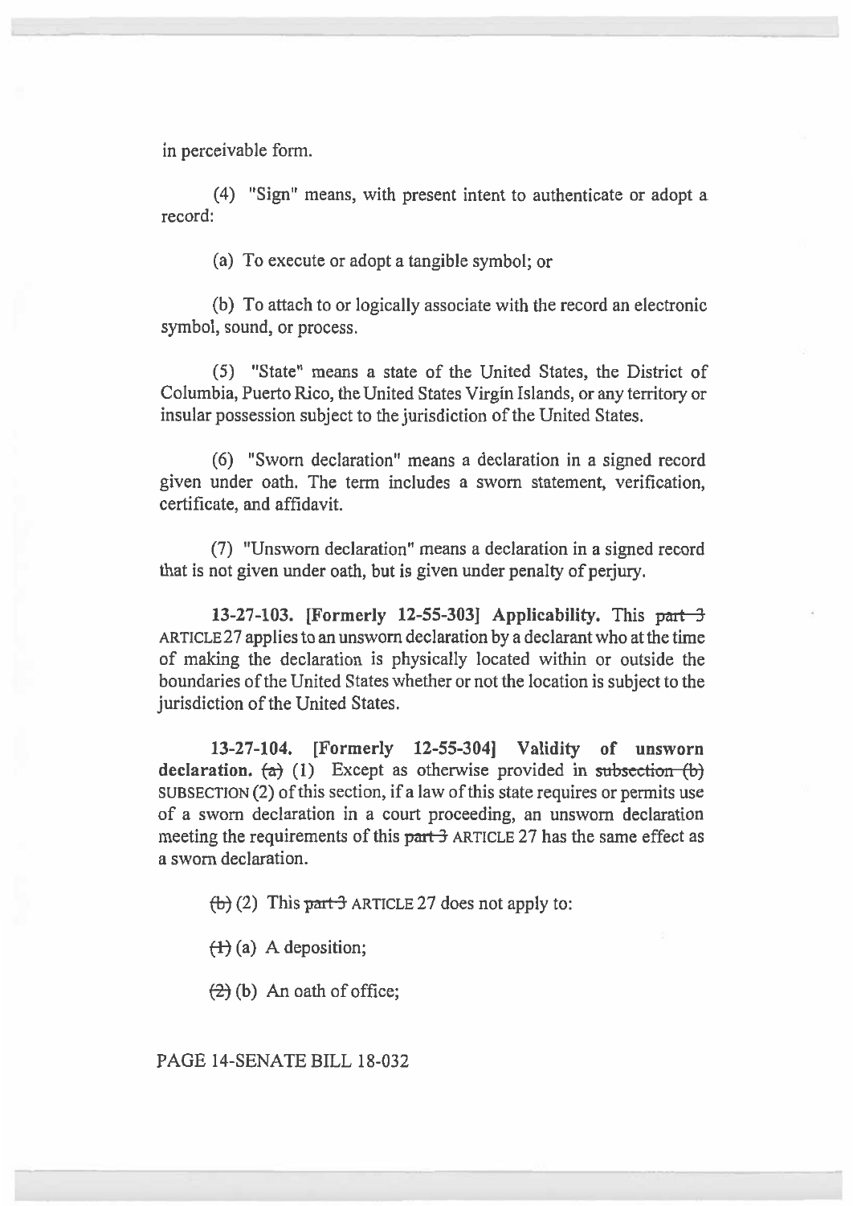in perceivable form.

(4) "Sign" means, with present intent to authenticate or adopt a record:

(a) To execute or adopt a tangible symbol; or

(b) To attach to or logically associate with the record an electronic symbol, sound, or process.

(5) "State" means a state of the United States, the District of Columbia, Puerto Rico, the United States Virgin Islands, or any territory or insular possession subject to the jurisdiction of the United States.

(6) "Sworn declaration" means a declaration in a signed record given under oath. The term includes a sworn statement, verification, certificate, and affidavit.

(7) "Unsworn declaration" means a declaration in a signed record that is not given under oath, but is given under penalty of perjury.

**13-27-103. [Formerly 12-55-303] Applicability.** This ~~part 3~~ ARTICLE 27 applies to an unsworn declaration by a declarant who at the time of making the declaration is physically located within or outside the boundaries of the United States whether or not the location is subject to the jurisdiction of the United States.

**13-27-104. [Formerly 12-55-304] Validity of unsworn declaration.** ~~(a)~~ (1) Except as otherwise provided in ~~subsection (b)~~ SUBSECTION (2) of this section, if a law of this state requires or permits use of a sworn declaration in a court proceeding, an unsworn declaration meeting the requirements of this ~~part 3~~ ARTICLE 27 has the same effect as a sworn declaration.

~~(b)~~ (2) This ~~part 3~~ ARTICLE 27 does not apply to:

~~(1)~~ (a) A deposition;

~~(2)~~ (b) An oath of office;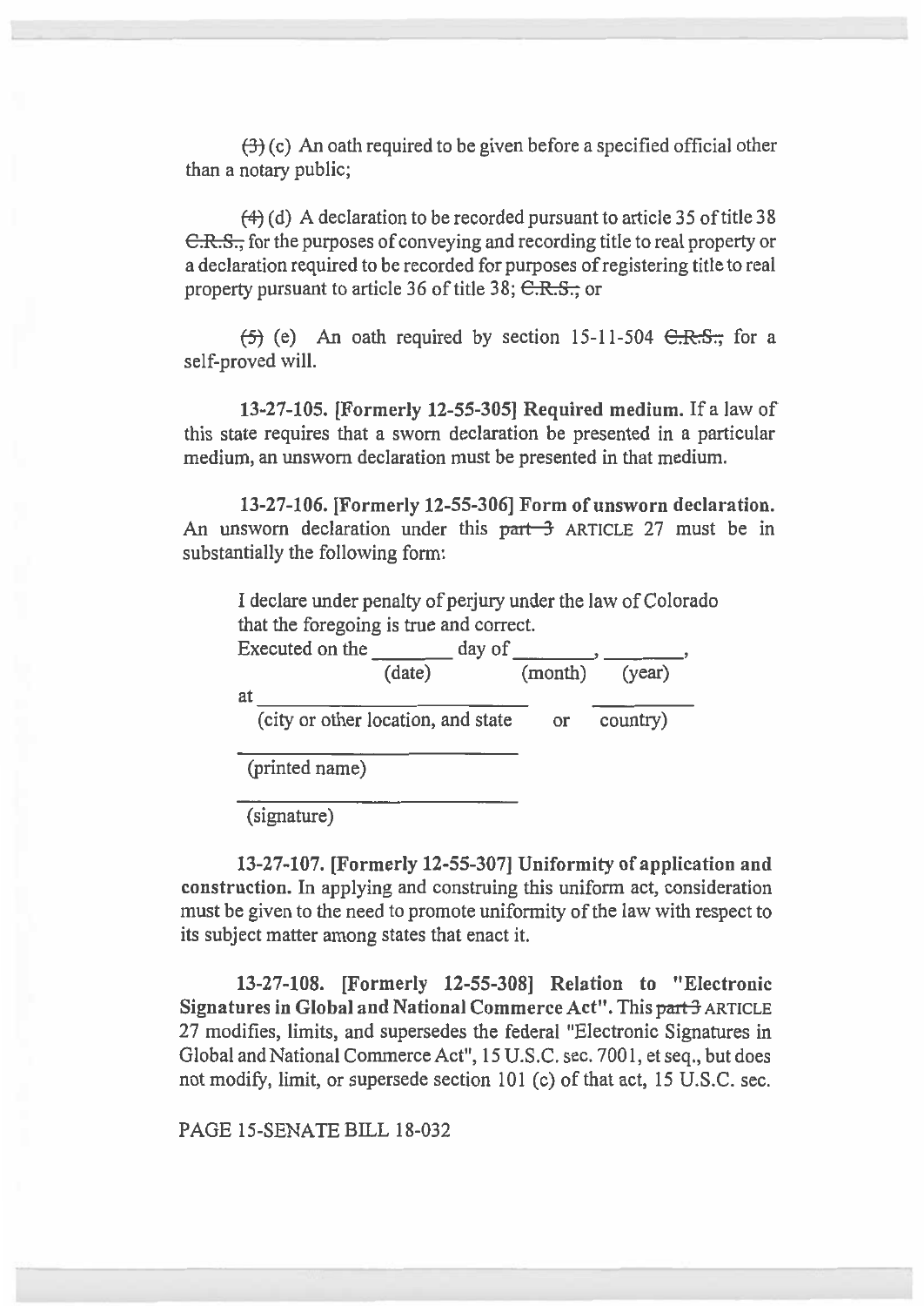~~(3)~~ (c) An oath required to be given before a specified official other than a notary public;

~~(4)~~ (d) A declaration to be recorded pursuant to article 35 of title 38 ~~C.R.S.,~~ for the purposes of conveying and recording title to real property or a declaration required to be recorded for purposes of registering title to real property pursuant to article 36 of title 38; ~~C.R.S.;~~ or

~~(5)~~ (e) An oath required by section 15-11-504 ~~C.R.S.;~~ for a self-proved will.

**13-27-105. [Formerly 12-55-305] Required medium.** If a law of this state requires that a sworn declaration be presented in a particular medium, an unsworn declaration must be presented in that medium.

**13-27-106. [Formerly 12-55-306] Form of unsworn declaration.** An unsworn declaration under this ~~part 3~~ ARTICLE 27 must be in substantially the following form:

> I declare under penalty of perjury under the law of Colorado that the foregoing is true and correct.
>
> Executed on the ________ day of ________, ________,
> (date) (month) (year)
>
> at ____________________________ __________
> (city or other location, and state or country)
>
> ____________________________
> (printed name)
>
> ____________________________
> (signature)

**13-27-107. [Formerly 12-55-307] Uniformity of application and construction.** In applying and construing this uniform act, consideration must be given to the need to promote uniformity of the law with respect to its subject matter among states that enact it.

**13-27-108. [Formerly 12-55-308] Relation to "Electronic Signatures in Global and National Commerce Act".** This ~~part 3~~ ARTICLE 27 modifies, limits, and supersedes the federal "Electronic Signatures in Global and National Commerce Act", 15 U.S.C. sec. 7001, et seq., but does not modify, limit, or supersede section 101 (c) of that act, 15 U.S.C. sec.

PAGE 15-SENATE BILL 18-032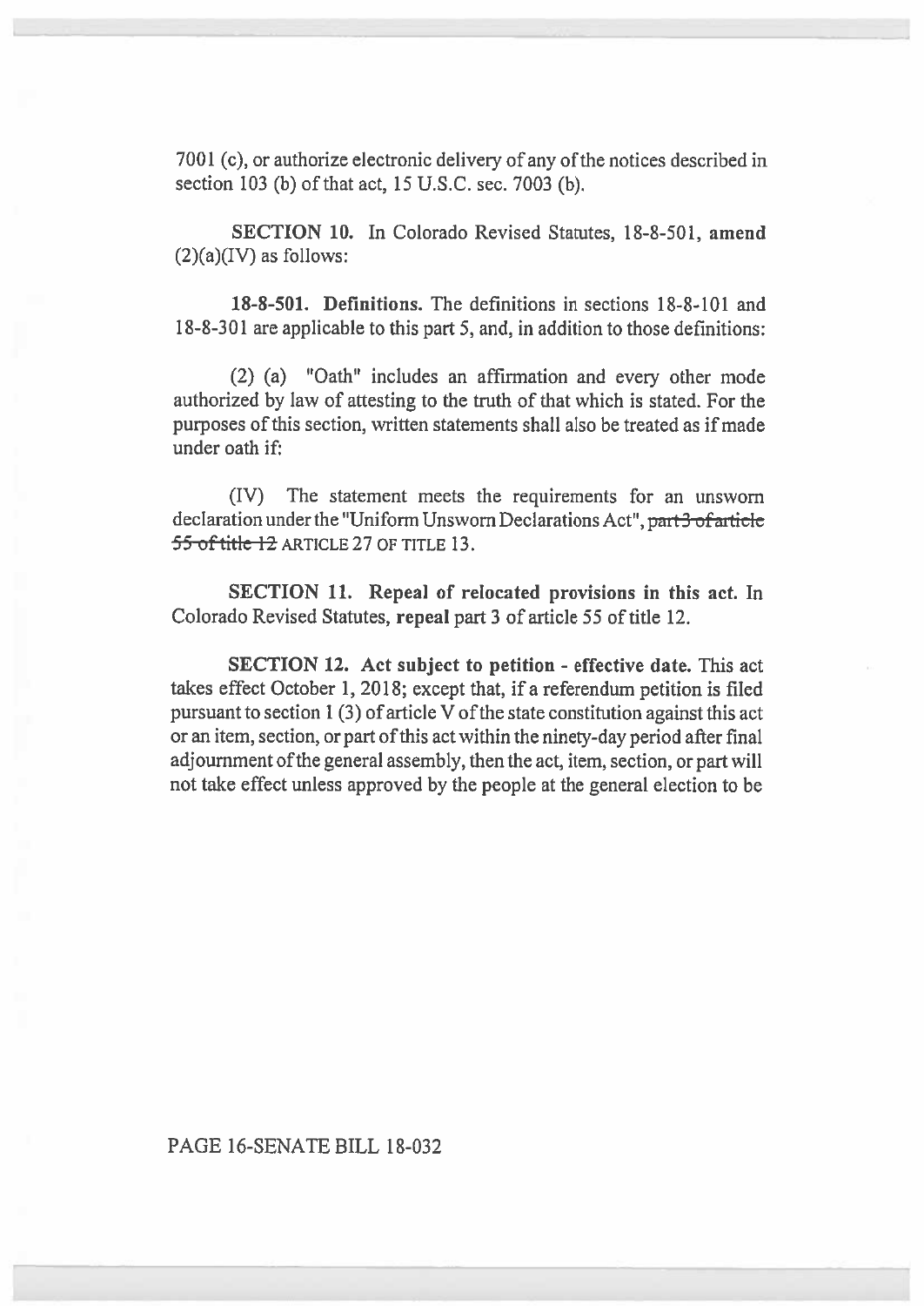7001 (c), or authorize electronic delivery of any of the notices described in section 103 (b) of that act, 15 U.S.C. sec. 7003 (b).

**SECTION 10.** In Colorado Revised Statutes, 18-8-501, **amend** (2)(a)(IV) as follows:

**18-8-501. Definitions.** The definitions in sections 18-8-101 and 18-8-301 are applicable to this part 5, and, in addition to those definitions:

(2) (a) "Oath" includes an affirmation and every other mode authorized by law of attesting to the truth of that which is stated. For the purposes of this section, written statements shall also be treated as if made under oath if:

(IV) The statement meets the requirements for an unsworn declaration under the "Uniform Unsworn Declarations Act", ~~part 3 of article 55 of title 12~~ ARTICLE 27 OF TITLE 13.

**SECTION 11. Repeal of relocated provisions in this act.** In Colorado Revised Statutes, **repeal** part 3 of article 55 of title 12.

**SECTION 12. Act subject to petition - effective date.** This act takes effect October 1, 2018; except that, if a referendum petition is filed pursuant to section 1 (3) of article V of the state constitution against this act or an item, section, or part of this act within the ninety-day period after final adjournment of the general assembly, then the act, item, section, or part will not take effect unless approved by the people at the general election to be

PAGE 16-SENATE BILL 18-032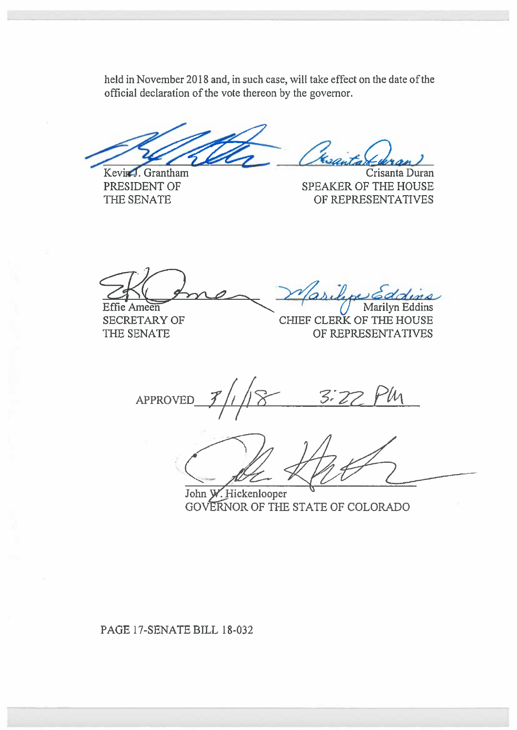held in November 2018 and, in such case, will take effect on the date of the official declaration of the vote thereon by the governor.

Kevin J. Grantham
PRESIDENT OF
THE SENATE

Crisanta Duran
SPEAKER OF THE HOUSE
OF REPRESENTATIVES

Effie Ameen
SECRETARY OF
THE SENATE

Marilyn Eddins
CHIEF CLERK OF THE HOUSE
OF REPRESENTATIVES

APPROVED 3/1/18 3:22 PM

John W. Hickenlooper
GOVERNOR OF THE STATE OF COLORADO

PAGE 17-SENATE BILL 18-032